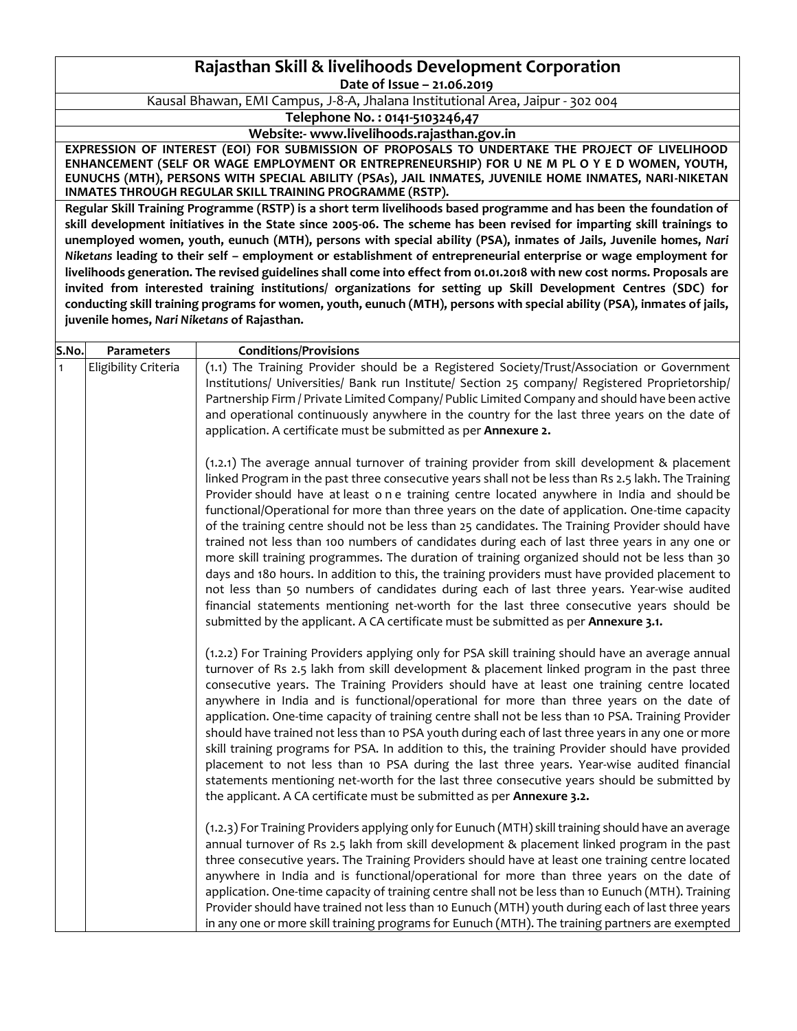# Rajasthan Skill & livelihoods Development Corporation

**Date of Issue – 21.06.2019**

Kausal Bhawan, EMI Campus, J-8-A, Jhalana Institutional Area, Jaipur - 302 004

**Telephone No. : 0141-5103246,47**

**Website:- www.livelihoods.rajasthan.gov.in**

**EXPRESSION OF INTEREST (EOI) FOR SUBMISSION OF PROPOSALS TO UNDERTAKE THE PROJECT OF LIVELIHOOD ENHANCEMENT (SELF OR WAGE EMPLOYMENT OR ENTREPRENEURSHIP) FOR U NE M PL O Y E D WOMEN, YOUTH, EUNUCHS (MTH), PERSONS WITH SPECIAL ABILITY (PSAs), JAIL INMATES, JUVENILE HOME INMATES, NARI-NIKETAN INMATES THROUGH REGULAR SKILL TRAINING PROGRAMME (RSTP).**

**Regular Skill Training Programme (RSTP) is a short term livelihoods based programme and has been the foundation of skill development initiatives in the State since 2005-06. The scheme has been revised for imparting skill trainings to unemployed women, youth, eunuch (MTH), persons with special ability (PSA), inmates of Jails, Juvenile homes, *Nari Niketans* leading to their self – employment or establishment of entrepreneurial enterprise or wage employment for livelihoods generation. The revised guidelines shall come into effect from 01.01.2018 with new cost norms. Proposals are invited from interested training institutions/ organizations for setting up Skill Development Centres (SDC) for conducting skill training programs for women, youth, eunuch (MTH), persons with special ability (PSA), inmates of jails, juvenile homes, *Nari Niketans* of Rajasthan.**

| S.No. | Parameters | Conditions/Provisions |
|---|---|---|
| 1 | Eligibility Criteria | (1.1) The Training Provider should be a Registered Society/Trust/Association or Government Institutions/ Universities/ Bank run Institute/ Section 25 company/ Registered Proprietorship/ Partnership Firm / Private Limited Company/ Public Limited Company and should have been active and operational continuously anywhere in the country for the last three years on the date of application. A certificate must be submitted as per **Annexure 2.**<br><br>(1.2.1) The average annual turnover of training provider from skill development & placement linked Program in the past three consecutive years shall not be less than Rs 2.5 lakh. The Training Provider should have at least o n e training centre located anywhere in India and should be functional/Operational for more than three years on the date of application. One-time capacity of the training centre should not be less than 25 candidates. The Training Provider should have trained not less than 100 numbers of candidates during each of last three years in any one or more skill training programmes. The duration of training organized should not be less than 30 days and 180 hours. In addition to this, the training providers must have provided placement to not less than 50 numbers of candidates during each of last three years. Year-wise audited financial statements mentioning net-worth for the last three consecutive years should be submitted by the applicant. A CA certificate must be submitted as per **Annexure 3.1.**<br><br>(1.2.2) For Training Providers applying only for PSA skill training should have an average annual turnover of Rs 2.5 lakh from skill development & placement linked program in the past three consecutive years. The Training Providers should have at least one training centre located anywhere in India and is functional/operational for more than three years on the date of application. One-time capacity of training centre shall not be less than 10 PSA. Training Provider should have trained not less than 10 PSA youth during each of last three years in any one or more skill training programs for PSA. In addition to this, the training Provider should have provided placement to not less than 10 PSA during the last three years. Year-wise audited financial statements mentioning net-worth for the last three consecutive years should be submitted by the applicant. A CA certificate must be submitted as per **Annexure 3.2.**<br><br>(1.2.3) For Training Providers applying only for Eunuch (MTH) skill training should have an average annual turnover of Rs 2.5 lakh from skill development & placement linked program in the past three consecutive years. The Training Providers should have at least one training centre located anywhere in India and is functional/operational for more than three years on the date of application. One-time capacity of training centre shall not be less than 10 Eunuch (MTH). Training Provider should have trained not less than 10 Eunuch (MTH) youth during each of last three years in any one or more skill training programs for Eunuch (MTH). The training partners are exempted |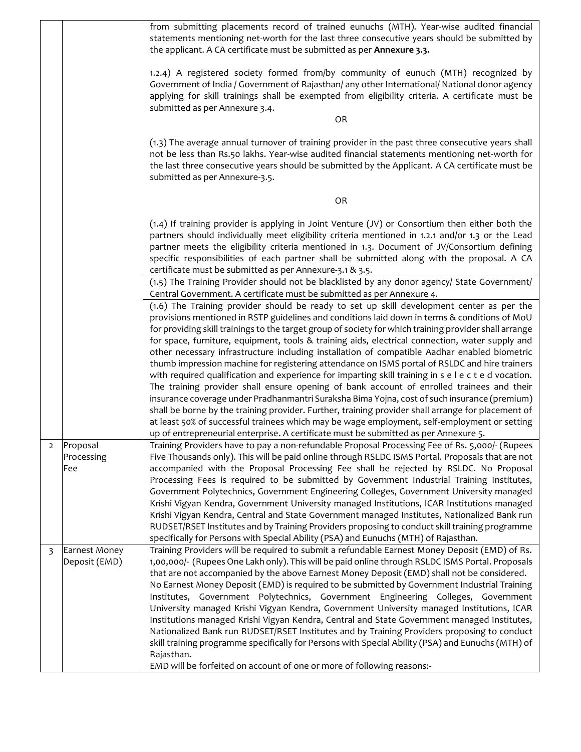| | | |
|---|---|---|
| | | from submitting placements record of trained eunuchs (MTH). Year-wise audited financial statements mentioning net-worth for the last three consecutive years should be submitted by the applicant. A CA certificate must be submitted as per **Annexure 3.3.**<br><br>1.2.4) A registered society formed from/by community of eunuch (MTH) recognized by Government of India / Government of Rajasthan/ any other International/ National donor agency applying for skill trainings shall be exempted from eligibility criteria. A certificate must be submitted as per Annexure 3.4.<br><br>OR<br><br>(1.3) The average annual turnover of training provider in the past three consecutive years shall not be less than Rs.50 lakhs. Year-wise audited financial statements mentioning net-worth for the last three consecutive years should be submitted by the Applicant. A CA certificate must be submitted as per Annexure-3.5.<br><br>OR<br><br>(1.4) If training provider is applying in Joint Venture (JV) or Consortium then either both the partners should individually meet eligibility criteria mentioned in 1.2.1 and/or 1.3 or the Lead partner meets the eligibility criteria mentioned in 1.3. Document of JV/Consortium defining specific responsibilities of each partner shall be submitted along with the proposal. A CA certificate must be submitted as per Annexure-3.1 & 3.5. |
| | | (1.5) The Training Provider should not be blacklisted by any donor agency/ State Government/ Central Government. A certificate must be submitted as per Annexure 4. |
| | | (1.6) The Training provider should be ready to set up skill development center as per the provisions mentioned in RSTP guidelines and conditions laid down in terms & conditions of MoU for providing skill trainings to the target group of society for which training provider shall arrange for space, furniture, equipment, tools & training aids, electrical connection, water supply and other necessary infrastructure including installation of compatible Aadhar enabled biometric thumb impression machine for registering attendance on ISMS portal of RSLDC and hire trainers with required qualification and experience for imparting skill training in s e l e c t e d vocation. The training provider shall ensure opening of bank account of enrolled trainees and their insurance coverage under Pradhanmantri Suraksha Bima Yojna, cost of such insurance (premium) shall be borne by the training provider. Further, training provider shall arrange for placement of at least 50% of successful trainees which may be wage employment, self-employment or setting up of entrepreneurial enterprise. A certificate must be submitted as per Annexure 5. |
| 2 | Proposal Processing Fee | Training Providers have to pay a non-refundable Proposal Processing Fee of Rs. 5,000/- (Rupees Five Thousands only). This will be paid online through RSLDC ISMS Portal. Proposals that are not accompanied with the Proposal Processing Fee shall be rejected by RSLDC. No Proposal Processing Fees is required to be submitted by Government Industrial Training Institutes, Government Polytechnics, Government Engineering Colleges, Government University managed Krishi Vigyan Kendra, Government University managed Institutions, ICAR Institutions managed Krishi Vigyan Kendra, Central and State Government managed Institutes, Nationalized Bank run RUDSET/RSET Institutes and by Training Providers proposing to conduct skill training programme specifically for Persons with Special Ability (PSA) and Eunuchs (MTH) of Rajasthan. |
| 3 | Earnest Money Deposit (EMD) | Training Providers will be required to submit a refundable Earnest Money Deposit (EMD) of Rs. 1,00,000/- (Rupees One Lakh only). This will be paid online through RSLDC ISMS Portal. Proposals that are not accompanied by the above Earnest Money Deposit (EMD) shall not be considered.<br>No Earnest Money Deposit (EMD) is required to be submitted by Government Industrial Training Institutes, Government Polytechnics, Government Engineering Colleges, Government University managed Krishi Vigyan Kendra, Government University managed Institutions, ICAR Institutions managed Krishi Vigyan Kendra, Central and State Government managed Institutes, Nationalized Bank run RUDSET/RSET Institutes and by Training Providers proposing to conduct skill training programme specifically for Persons with Special Ability (PSA) and Eunuchs (MTH) of Rajasthan.<br>EMD will be forfeited on account of one or more of following reasons:- |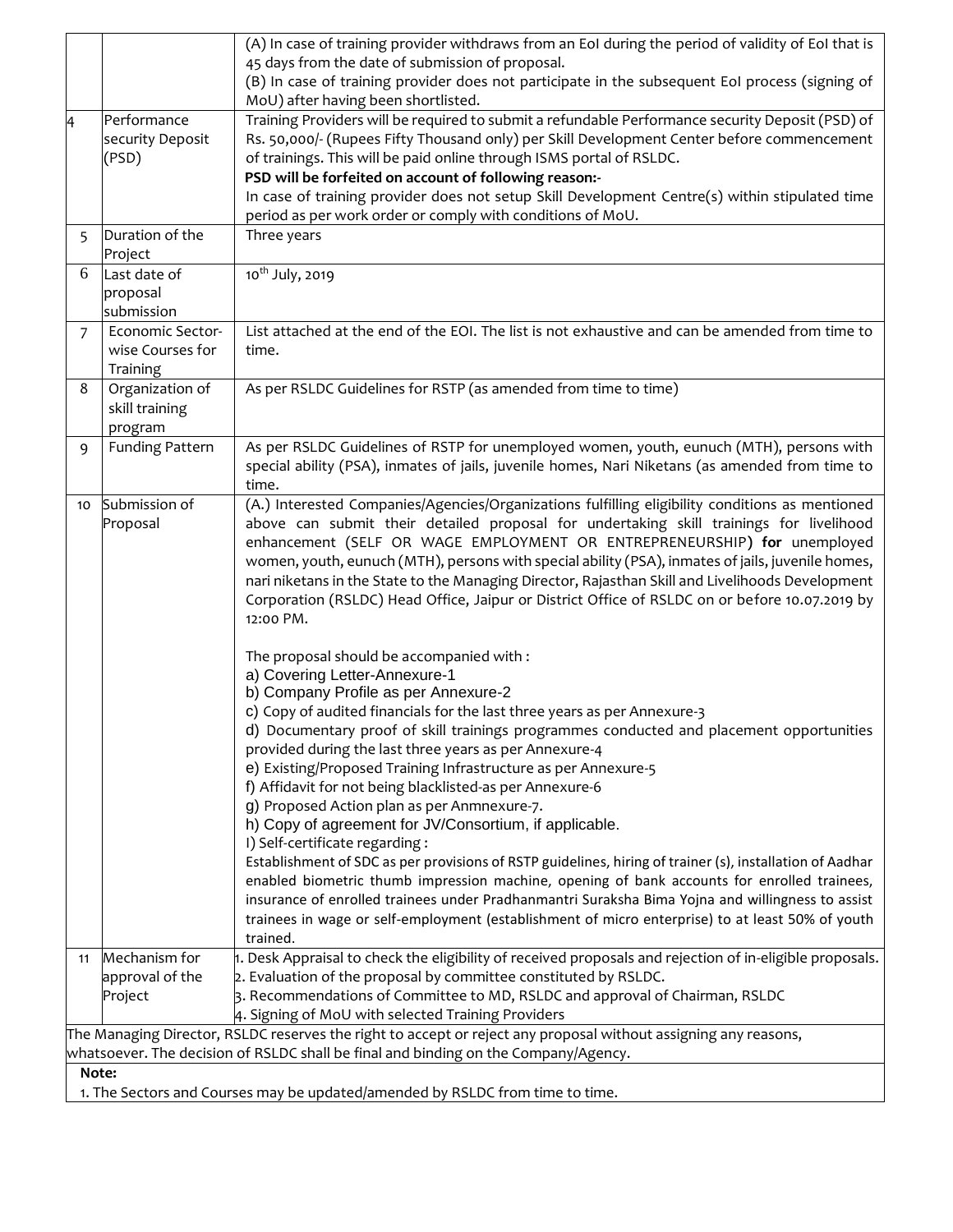| | | |
|---|---|---|
| | | (A) In case of training provider withdraws from an EoI during the period of validity of EoI that is 45 days from the date of submission of proposal.<br>(B) In case of training provider does not participate in the subsequent EoI process (signing of MoU) after having been shortlisted. |
| 4 | Performance security Deposit (PSD) | Training Providers will be required to submit a refundable Performance security Deposit (PSD) of Rs. 50,000/- (Rupees Fifty Thousand only) per Skill Development Center before commencement of trainings. This will be paid online through ISMS portal of RSLDC.<br>**PSD will be forfeited on account of following reason:-**<br>In case of training provider does not setup Skill Development Centre(s) within stipulated time period as per work order or comply with conditions of MoU. |
| 5 | Duration of the Project | Three years |
| 6 | Last date of proposal submission | 10th July, 2019 |
| 7 | Economic Sector-wise Courses for Training | List attached at the end of the EOI. The list is not exhaustive and can be amended from time to time. |
| 8 | Organization of skill training program | As per RSLDC Guidelines for RSTP (as amended from time to time) |
| 9 | Funding Pattern | As per RSLDC Guidelines of RSTP for unemployed women, youth, eunuch (MTH), persons with special ability (PSA), inmates of jails, juvenile homes, Nari Niketans (as amended from time to time. |
| 10 | Submission of Proposal | (A.) Interested Companies/Agencies/Organizations fulfilling eligibility conditions as mentioned above can submit their detailed proposal for undertaking skill trainings for livelihood enhancement (SELF OR WAGE EMPLOYMENT OR ENTREPRENEURSHIP) **for** unemployed women, youth, eunuch (MTH), persons with special ability (PSA), inmates of jails, juvenile homes, nari niketans in the State to the Managing Director, Rajasthan Skill and Livelihoods Development Corporation (RSLDC) Head Office, Jaipur or District Office of RSLDC on or before 10.07.2019 by 12:00 PM.<br><br>The proposal should be accompanied with :<br>a) Covering Letter-Annexure-1<br>b) Company Profile as per Annexure-2<br>c) Copy of audited financials for the last three years as per Annexure-3<br>d) Documentary proof of skill trainings programmes conducted and placement opportunities provided during the last three years as per Annexure-4<br>e) Existing/Proposed Training Infrastructure as per Annexure-5<br>f) Affidavit for not being blacklisted-as per Annexure-6<br>g) Proposed Action plan as per Anmnexure-7.<br>h) Copy of agreement for JV/Consortium, if applicable.<br>I) Self-certificate regarding :<br>Establishment of SDC as per provisions of RSTP guidelines, hiring of trainer (s), installation of Aadhar enabled biometric thumb impression machine, opening of bank accounts for enrolled trainees, insurance of enrolled trainees under Pradhanmantri Suraksha Bima Yojna and willingness to assist trainees in wage or self-employment (establishment of micro enterprise) to at least 50% of youth trained. |
| 11 | Mechanism for approval of the Project | 1. Desk Appraisal to check the eligibility of received proposals and rejection of in-eligible proposals.<br>2. Evaluation of the proposal by committee constituted by RSLDC.<br>3. Recommendations of Committee to MD, RSLDC and approval of Chairman, RSLDC<br>4. Signing of MoU with selected Training Providers |

The Managing Director, RSLDC reserves the right to accept or reject any proposal without assigning any reasons, whatsoever. The decision of RSLDC shall be final and binding on the Company/Agency.

**Note:**

1. The Sectors and Courses may be updated/amended by RSLDC from time to time.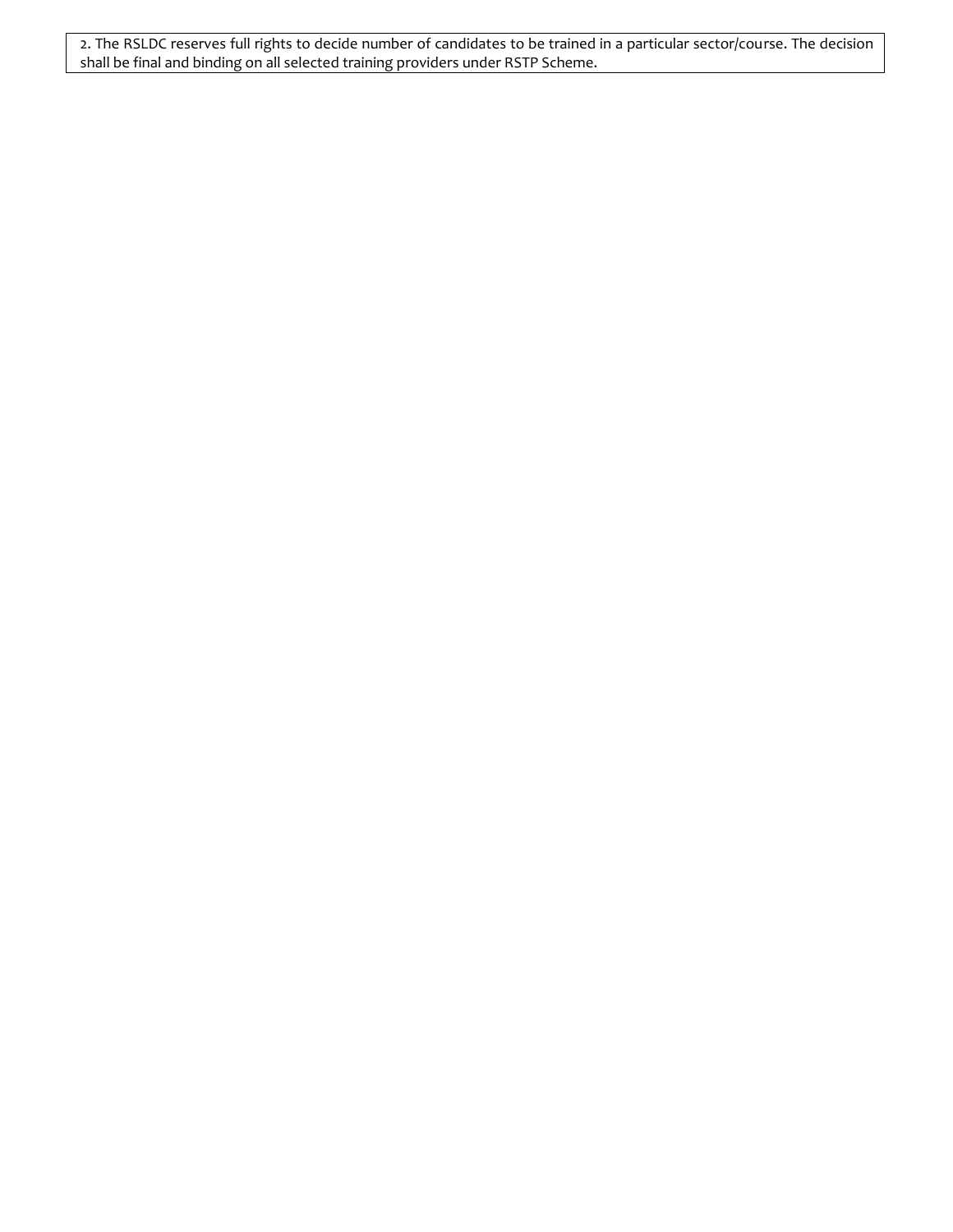| 2. The RSLDC reserves full rights to decide number of candidates to be trained in a particular sector/course. The decision shall be final and binding on all selected training providers under RSTP Scheme. |
| --- |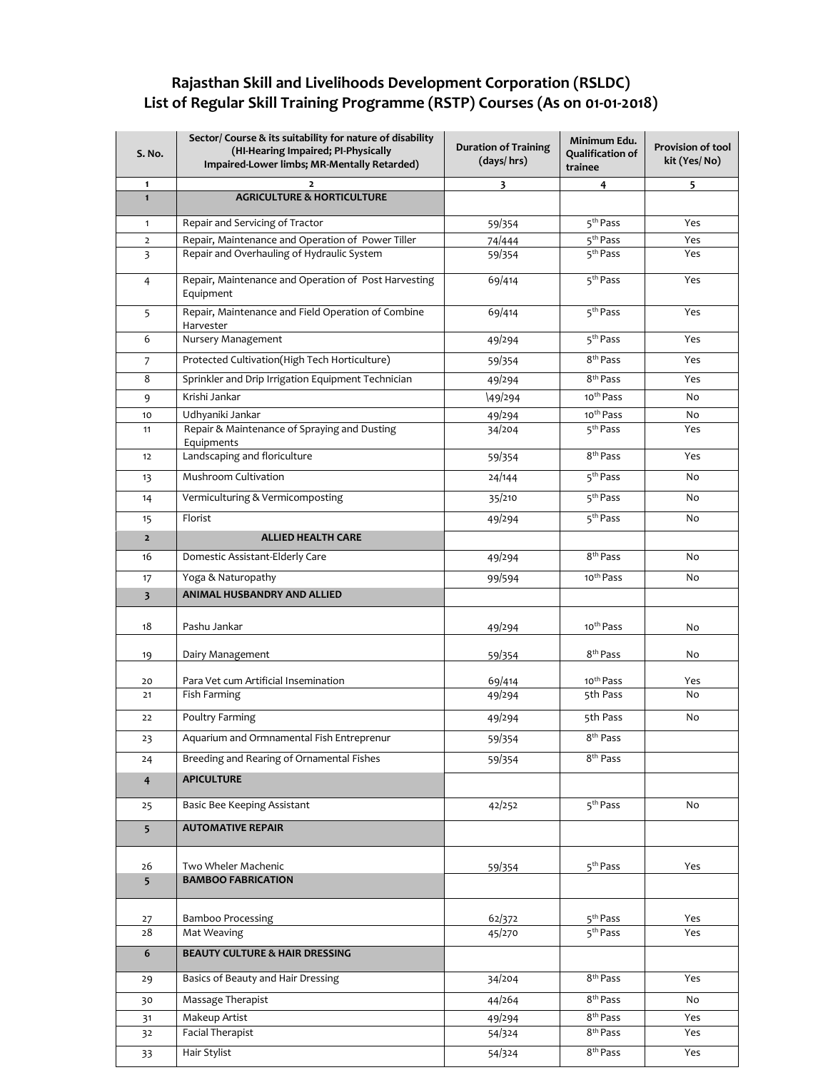# Rajasthan Skill and Livelihoods Development Corporation (RSLDC)
## List of Regular Skill Training Programme (RSTP) Courses (As on 01-01-2018)

| S. No. | Sector/ Course & its suitability for nature of disability (HI-Hearing Impaired; PI-Physically Impaired-Lower limbs; MR-Mentally Retarded) | Duration of Training (days/ hrs) | Minimum Edu. Qualification of trainee | Provision of tool kit (Yes/ No) |
|---|---|---|---|---|
| 1 | 2 | 3 | 4 | 5 |
| **1** | **AGRICULTURE & HORTICULTURE** | | | |
| 1 | Repair and Servicing of Tractor | 59/354 | 5th Pass | Yes |
| 2 | Repair, Maintenance and Operation of Power Tiller | 74/444 | 5th Pass | Yes |
| 3 | Repair and Overhauling of Hydraulic System | 59/354 | 5th Pass | Yes |
| 4 | Repair, Maintenance and Operation of Post Harvesting Equipment | 69/414 | 5th Pass | Yes |
| 5 | Repair, Maintenance and Field Operation of Combine Harvester | 69/414 | 5th Pass | Yes |
| 6 | Nursery Management | 49/294 | 5th Pass | Yes |
| 7 | Protected Cultivation(High Tech Horticulture) | 59/354 | 8th Pass | Yes |
| 8 | Sprinkler and Drip Irrigation Equipment Technician | 49/294 | 8th Pass | Yes |
| 9 | Krishi Jankar | \49/294 | 10th Pass | No |
| 10 | Udhyaniki Jankar | 49/294 | 10th Pass | No |
| 11 | Repair & Maintenance of Spraying and Dusting Equipments | 34/204 | 5th Pass | Yes |
| 12 | Landscaping and floriculture | 59/354 | 8th Pass | Yes |
| 13 | Mushroom Cultivation | 24/144 | 5th Pass | No |
| 14 | Vermiculturing & Vermicomposting | 35/210 | 5th Pass | No |
| 15 | Florist | 49/294 | 5th Pass | No |
| **2** | **ALLIED HEALTH CARE** | | | |
| 16 | Domestic Assistant-Elderly Care | 49/294 | 8th Pass | No |
| 17 | Yoga & Naturopathy | 99/594 | 10th Pass | No |
| **3** | **ANIMAL HUSBANDRY AND ALLIED** | | | |
| 18 | Pashu Jankar | 49/294 | 10th Pass | No |
| 19 | Dairy Management | 59/354 | 8th Pass | No |
| 20 | Para Vet cum Artificial Insemination | 69/414 | 10th Pass | Yes |
| 21 | Fish Farming | 49/294 | 5th Pass | No |
| 22 | Poultry Farming | 49/294 | 5th Pass | No |
| 23 | Aquarium and Ormnamental Fish Entreprenur | 59/354 | 8th Pass | |
| 24 | Breeding and Rearing of Ornamental Fishes | 59/354 | 8th Pass | |
| **4** | **APICULTURE** | | | |
| 25 | Basic Bee Keeping Assistant | 42/252 | 5th Pass | No |
| **5** | **AUTOMATIVE REPAIR** | | | |
| 26 | Two Wheler Machenic | 59/354 | 5th Pass | Yes |
| **5** | **BAMBOO FABRICATION** | | | |
| 27 | Bamboo Processing | 62/372 | 5th Pass | Yes |
| 28 | Mat Weaving | 45/270 | 5th Pass | Yes |
| **6** | **BEAUTY CULTURE & HAIR DRESSING** | | | |
| 29 | Basics of Beauty and Hair Dressing | 34/204 | 8th Pass | Yes |
| 30 | Massage Therapist | 44/264 | 8th Pass | No |
| 31 | Makeup Artist | 49/294 | 8th Pass | Yes |
| 32 | Facial Therapist | 54/324 | 8th Pass | Yes |
| 33 | Hair Stylist | 54/324 | 8th Pass | Yes |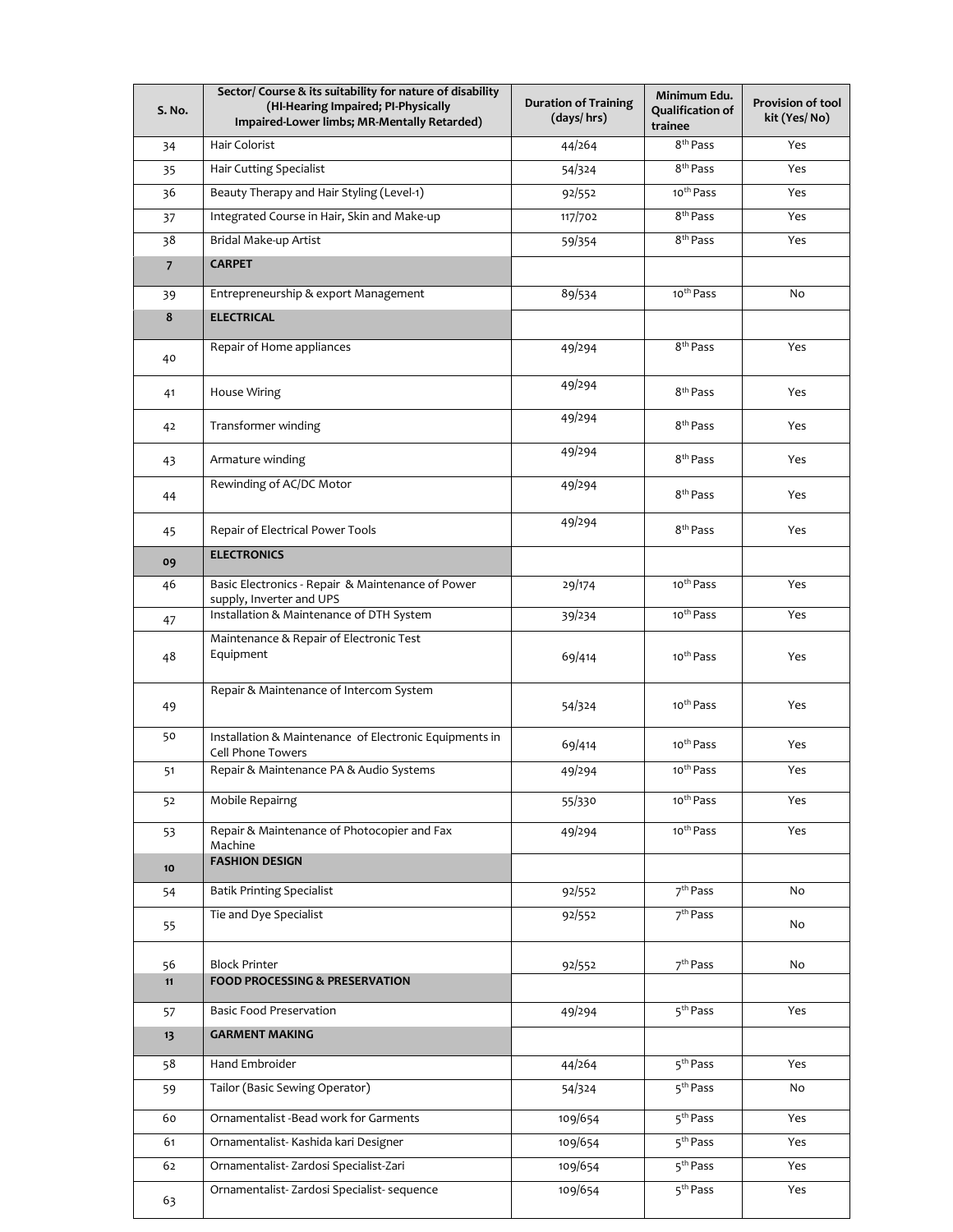| S. No. | Sector/ Course & its suitability for nature of disability (HI-Hearing Impaired; PI-Physically Impaired-Lower limbs; MR-Mentally Retarded) | Duration of Training (days/ hrs) | Minimum Edu. Qualification of trainee | Provision of tool kit (Yes/ No) |
|---|---|---|---|---|
| 34 | Hair Colorist | 44/264 | 8th Pass | Yes |
| 35 | Hair Cutting Specialist | 54/324 | 8th Pass | Yes |
| 36 | Beauty Therapy and Hair Styling (Level-1) | 92/552 | 10th Pass | Yes |
| 37 | Integrated Course in Hair, Skin and Make-up | 117/702 | 8th Pass | Yes |
| 38 | Bridal Make-up Artist | 59/354 | 8th Pass | Yes |
| **7** | **CARPET** | | | |
| 39 | Entrepreneurship & export Management | 89/534 | 10th Pass | No |
| **8** | **ELECTRICAL** | | | |
| 40 | Repair of Home appliances | 49/294 | 8th Pass | Yes |
| 41 | House Wiring | 49/294 | 8th Pass | Yes |
| 42 | Transformer winding | 49/294 | 8th Pass | Yes |
| 43 | Armature winding | 49/294 | 8th Pass | Yes |
| 44 | Rewinding of AC/DC Motor | 49/294 | 8th Pass | Yes |
| 45 | Repair of Electrical Power Tools | 49/294 | 8th Pass | Yes |
| **09** | **ELECTRONICS** | | | |
| 46 | Basic Electronics - Repair & Maintenance of Power supply, Inverter and UPS | 29/174 | 10th Pass | Yes |
| 47 | Installation & Maintenance of DTH System | 39/234 | 10th Pass | Yes |
| 48 | Maintenance & Repair of Electronic Test Equipment | 69/414 | 10th Pass | Yes |
| 49 | Repair & Maintenance of Intercom System | 54/324 | 10th Pass | Yes |
| 50 | Installation & Maintenance of Electronic Equipments in Cell Phone Towers | 69/414 | 10th Pass | Yes |
| 51 | Repair & Maintenance PA & Audio Systems | 49/294 | 10th Pass | Yes |
| 52 | Mobile Repairng | 55/330 | 10th Pass | Yes |
| 53 | Repair & Maintenance of Photocopier and Fax Machine | 49/294 | 10th Pass | Yes |
| **10** | **FASHION DESIGN** | | | |
| 54 | Batik Printing Specialist | 92/552 | 7th Pass | No |
| 55 | Tie and Dye Specialist | 92/552 | 7th Pass | No |
| 56 | Block Printer | 92/552 | 7th Pass | No |
| **11** | **FOOD PROCESSING & PRESERVATION** | | | |
| 57 | Basic Food Preservation | 49/294 | 5th Pass | Yes |
| **13** | **GARMENT MAKING** | | | |
| 58 | Hand Embroider | 44/264 | 5th Pass | Yes |
| 59 | Tailor (Basic Sewing Operator) | 54/324 | 5th Pass | No |
| 60 | Ornamentalist -Bead work for Garments | 109/654 | 5th Pass | Yes |
| 61 | Ornamentalist- Kashida kari Designer | 109/654 | 5th Pass | Yes |
| 62 | Ornamentalist- Zardosi Specialist-Zari | 109/654 | 5th Pass | Yes |
| 63 | Ornamentalist- Zardosi Specialist- sequence | 109/654 | 5th Pass | Yes |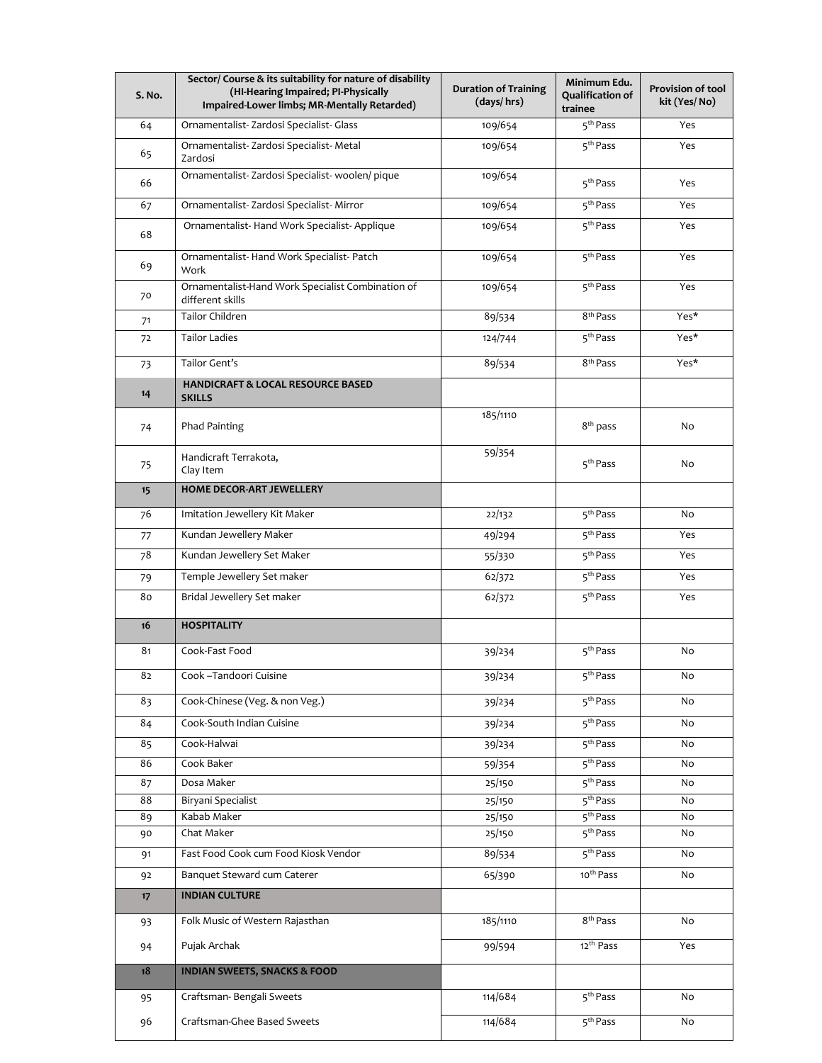| S. No. | Sector/ Course & its suitability for nature of disability (HI-Hearing Impaired; PI-Physically Impaired-Lower limbs; MR-Mentally Retarded) | Duration of Training (days/ hrs) | Minimum Edu. Qualification of trainee | Provision of tool kit (Yes/ No) |
|---|---|---|---|---|
| 64 | Ornamentalist- Zardosi Specialist- Glass | 109/654 | 5th Pass | Yes |
| 65 | Ornamentalist- Zardosi Specialist- Metal Zardosi | 109/654 | 5th Pass | Yes |
| 66 | Ornamentalist- Zardosi Specialist- woolen/ pique | 109/654 | 5th Pass | Yes |
| 67 | Ornamentalist- Zardosi Specialist- Mirror | 109/654 | 5th Pass | Yes |
| 68 | Ornamentalist- Hand Work Specialist- Applique | 109/654 | 5th Pass | Yes |
| 69 | Ornamentalist- Hand Work Specialist- Patch Work | 109/654 | 5th Pass | Yes |
| 70 | Ornamentalist-Hand Work Specialist Combination of different skills | 109/654 | 5th Pass | Yes |
| 71 | Tailor Children | 89/534 | 8th Pass | Yes* |
| 72 | Tailor Ladies | 124/744 | 5th Pass | Yes* |
| 73 | Tailor Gent's | 89/534 | 8th Pass | Yes* |
| **14** | **HANDICRAFT & LOCAL RESOURCE BASED SKILLS** | | | |
| 74 | Phad Painting | 185/1110 | 8th pass | No |
| 75 | Handicraft Terrakota, Clay Item | 59/354 | 5th Pass | No |
| **15** | **HOME DECOR-ART JEWELLERY** | | | |
| 76 | Imitation Jewellery Kit Maker | 22/132 | 5th Pass | No |
| 77 | Kundan Jewellery Maker | 49/294 | 5th Pass | Yes |
| 78 | Kundan Jewellery Set Maker | 55/330 | 5th Pass | Yes |
| 79 | Temple Jewellery Set maker | 62/372 | 5th Pass | Yes |
| 80 | Bridal Jewellery Set maker | 62/372 | 5th Pass | Yes |
| **16** | **HOSPITALITY** | | | |
| 81 | Cook-Fast Food | 39/234 | 5th Pass | No |
| 82 | Cook –Tandoori Cuisine | 39/234 | 5th Pass | No |
| 83 | Cook-Chinese (Veg. & non Veg.) | 39/234 | 5th Pass | No |
| 84 | Cook-South Indian Cuisine | 39/234 | 5th Pass | No |
| 85 | Cook-Halwai | 39/234 | 5th Pass | No |
| 86 | Cook Baker | 59/354 | 5th Pass | No |
| 87 | Dosa Maker | 25/150 | 5th Pass | No |
| 88 | Biryani Specialist | 25/150 | 5th Pass | No |
| 89 | Kabab Maker | 25/150 | 5th Pass | No |
| 90 | Chat Maker | 25/150 | 5th Pass | No |
| 91 | Fast Food Cook cum Food Kiosk Vendor | 89/534 | 5th Pass | No |
| 92 | Banquet Steward cum Caterer | 65/390 | 10th Pass | No |
| **17** | **INDIAN CULTURE** | | | |
| 93 | Folk Music of Western Rajasthan | 185/1110 | 8th Pass | No |
| 94 | Pujak Archak | 99/594 | 12th Pass | Yes |
| **18** | **INDIAN SWEETS, SNACKS & FOOD** | | | |
| 95 | Craftsman- Bengali Sweets | 114/684 | 5th Pass | No |
| 96 | Craftsman-Ghee Based Sweets | 114/684 | 5th Pass | No |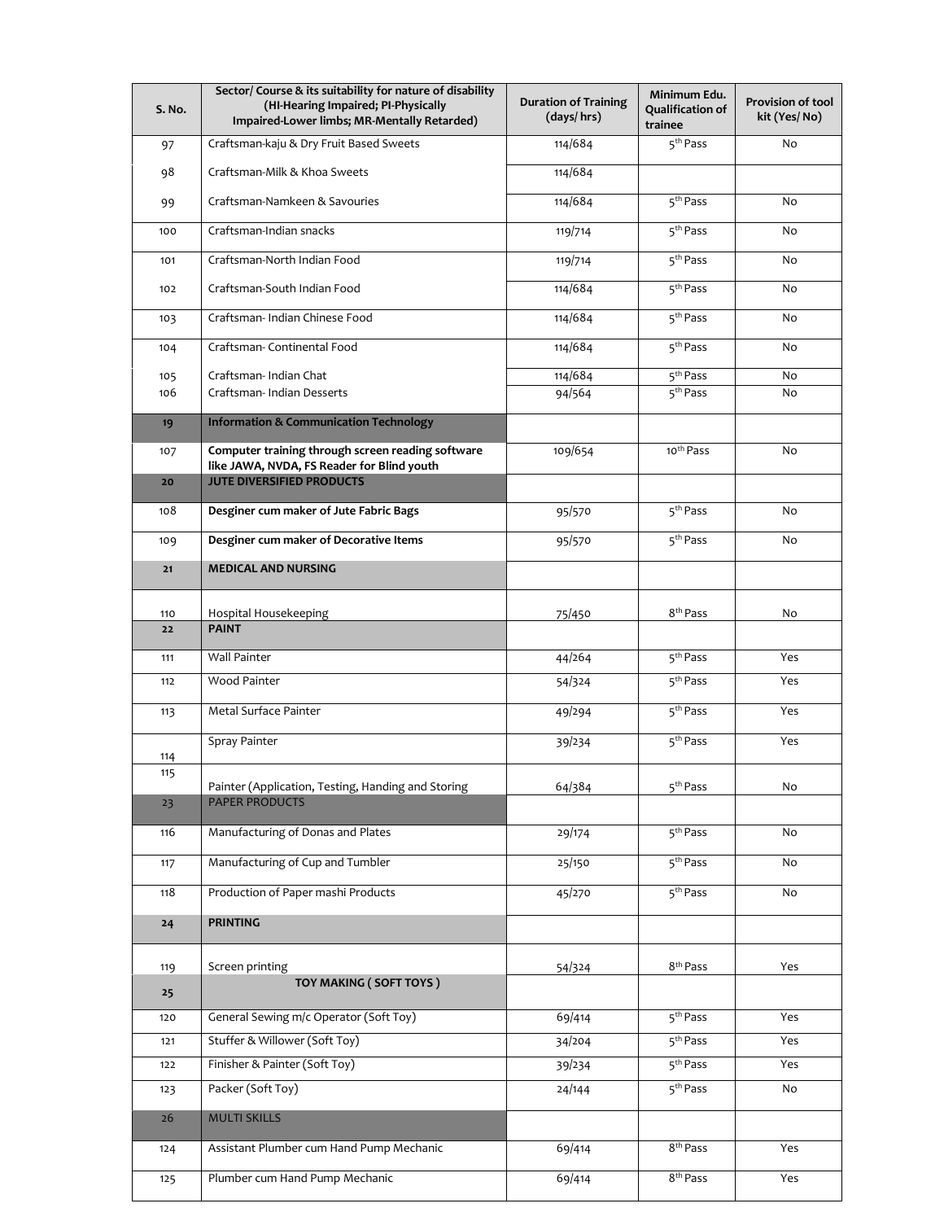| S. No. | Sector/ Course & its suitability for nature of disability (HI-Hearing Impaired; PI-Physically Impaired-Lower limbs; MR-Mentally Retarded) | Duration of Training (days/ hrs) | Minimum Edu. Qualification of trainee | Provision of tool kit (Yes/ No) |
|---|---|---|---|---|
| 97 | Craftsman-kaju & Dry Fruit Based Sweets | 114/684 | 5th Pass | No |
| 98 | Craftsman-Milk & Khoa Sweets | 114/684 | | |
| 99 | Craftsman-Namkeen & Savouries | 114/684 | 5th Pass | No |
| 100 | Craftsman-Indian snacks | 119/714 | 5th Pass | No |
| 101 | Craftsman-North Indian Food | 119/714 | 5th Pass | No |
| 102 | Craftsman-South Indian Food | 114/684 | 5th Pass | No |
| 103 | Craftsman- Indian Chinese Food | 114/684 | 5th Pass | No |
| 104 | Craftsman- Continental Food | 114/684 | 5th Pass | No |
| 105 | Craftsman- Indian Chat | 114/684 | 5th Pass | No |
| 106 | Craftsman- Indian Desserts | 94/564 | 5th Pass | No |
| **19** | **Information & Communication Technology** | | | |
| 107 | **Computer training through screen reading software like JAWA, NVDA, FS Reader for Blind youth** | 109/654 | 10th Pass | No |
| **20** | **JUTE DIVERSIFIED PRODUCTS** | | | |
| 108 | **Desginer cum maker of Jute Fabric Bags** | 95/570 | 5th Pass | No |
| 109 | **Desginer cum maker of Decorative Items** | 95/570 | 5th Pass | No |
| **21** | **MEDICAL AND NURSING** | | | |
| 110 | Hospital Housekeeping | 75/450 | 8th Pass | No |
| **22** | **PAINT** | | | |
| 111 | Wall Painter | 44/264 | 5th Pass | Yes |
| 112 | Wood Painter | 54/324 | 5th Pass | Yes |
| 113 | Metal Surface Painter | 49/294 | 5th Pass | Yes |
| 114 | Spray Painter | 39/234 | 5th Pass | Yes |
| 115 | Painter (Application, Testing, Handing and Storing | 64/384 | 5th Pass | No |
| 23 | PAPER PRODUCTS | | | |
| 116 | Manufacturing of Donas and Plates | 29/174 | 5th Pass | No |
| 117 | Manufacturing of Cup and Tumbler | 25/150 | 5th Pass | No |
| 118 | Production of Paper mashi Products | 45/270 | 5th Pass | No |
| **24** | **PRINTING** | | | |
| 119 | Screen printing | 54/324 | 8th Pass | Yes |
| **25** | **TOY MAKING ( SOFT TOYS )** | | | |
| 120 | General Sewing m/c Operator (Soft Toy) | 69/414 | 5th Pass | Yes |
| 121 | Stuffer & Willower (Soft Toy) | 34/204 | 5th Pass | Yes |
| 122 | Finisher & Painter (Soft Toy) | 39/234 | 5th Pass | Yes |
| 123 | Packer (Soft Toy) | 24/144 | 5th Pass | No |
| 26 | MULTI SKILLS | | | |
| 124 | Assistant Plumber cum Hand Pump Mechanic | 69/414 | 8th Pass | Yes |
| 125 | Plumber cum Hand Pump Mechanic | 69/414 | 8th Pass | Yes |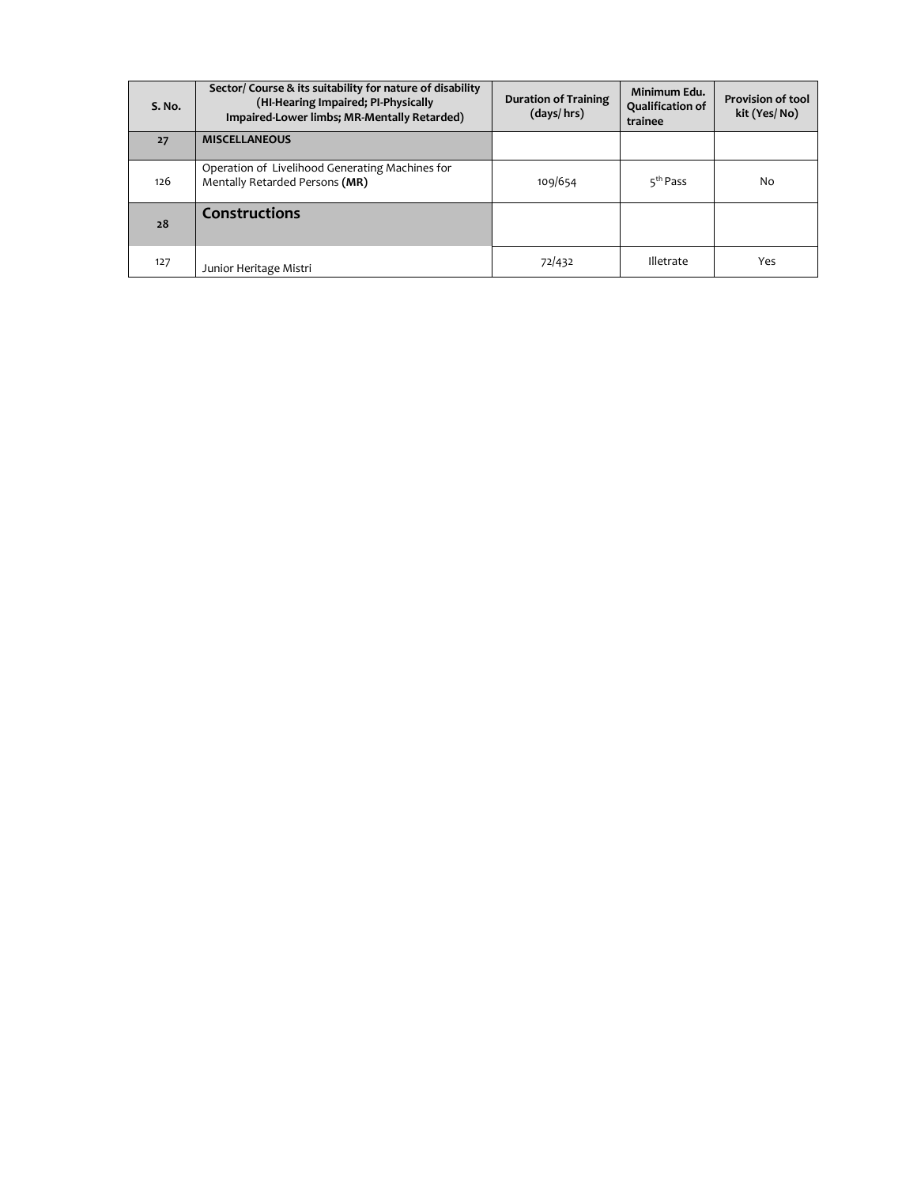| S. No. | Sector/ Course & its suitability for nature of disability (HI-Hearing Impaired; PI-Physically Impaired-Lower limbs; MR-Mentally Retarded) | Duration of Training (days/ hrs) | Minimum Edu. Qualification of trainee | Provision of tool kit (Yes/ No) |
|---|---|---|---|---|
| **27** | **MISCELLANEOUS** | | | |
| 126 | Operation of Livelihood Generating Machines for Mentally Retarded Persons **(MR)** | 109/654 | 5th Pass | No |
| **28** | **Constructions** | | | |
| 127 | Junior Heritage Mistri | 72/432 | Illetrate | Yes |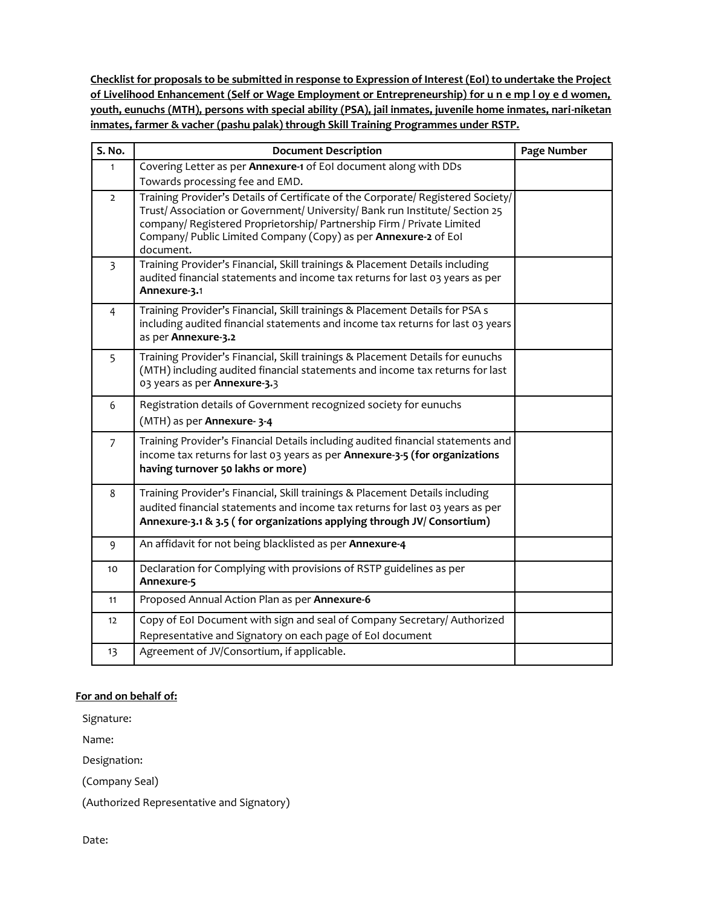**Checklist for proposals to be submitted in response to Expression of Interest (EoI) to undertake the Project of Livelihood Enhancement (Self or Wage Employment or Entrepreneurship) for u n e mp l oy e d women, youth, eunuchs (MTH), persons with special ability (PSA), jail inmates, juvenile home inmates, nari-niketan inmates, farmer & vacher (pashu palak) through Skill Training Programmes under RSTP.**

| S. No. | Document Description | Page Number |
|---|---|---|
| 1 | Covering Letter as per **Annexure-1** of EoI document along with DDs Towards processing fee and EMD. | |
| 2 | Training Provider's Details of Certificate of the Corporate/ Registered Society/ Trust/ Association or Government/ University/ Bank run Institute/ Section 25 company/ Registered Proprietorship/ Partnership Firm / Private Limited Company/ Public Limited Company (Copy) as per **Annexure-2** of EoI document. | |
| 3 | Training Provider's Financial, Skill trainings & Placement Details including audited financial statements and income tax returns for last 03 years as per **Annexure-3.**1 | |
| 4 | Training Provider's Financial, Skill trainings & Placement Details for PSA s including audited financial statements and income tax returns for last 03 years as per **Annexure-3.2** | |
| 5 | Training Provider's Financial, Skill trainings & Placement Details for eunuchs (MTH) including audited financial statements and income tax returns for last 03 years as per **Annexure-3.**3 | |
| 6 | Registration details of Government recognized society for eunuchs (MTH) as per **Annexure- 3-4** | |
| 7 | Training Provider's Financial Details including audited financial statements and income tax returns for last 03 years as per **Annexure-3-5 (for organizations having turnover 50 lakhs or more)** | |
| 8 | Training Provider's Financial, Skill trainings & Placement Details including audited financial statements and income tax returns for last 03 years as per **Annexure-3.1 & 3.5 ( for organizations applying through JV/ Consortium)** | |
| 9 | An affidavit for not being blacklisted as per **Annexure-4** | |
| 10 | Declaration for Complying with provisions of RSTP guidelines as per **Annexure-5** | |
| 11 | Proposed Annual Action Plan as per **Annexure-6** | |
| 12 | Copy of EoI Document with sign and seal of Company Secretary/ Authorized Representative and Signatory on each page of EoI document | |
| 13 | Agreement of JV/Consortium, if applicable. | |

**For and on behalf of:**

Signature:

Name:

Designation:

(Company Seal)

(Authorized Representative and Signatory)

Date: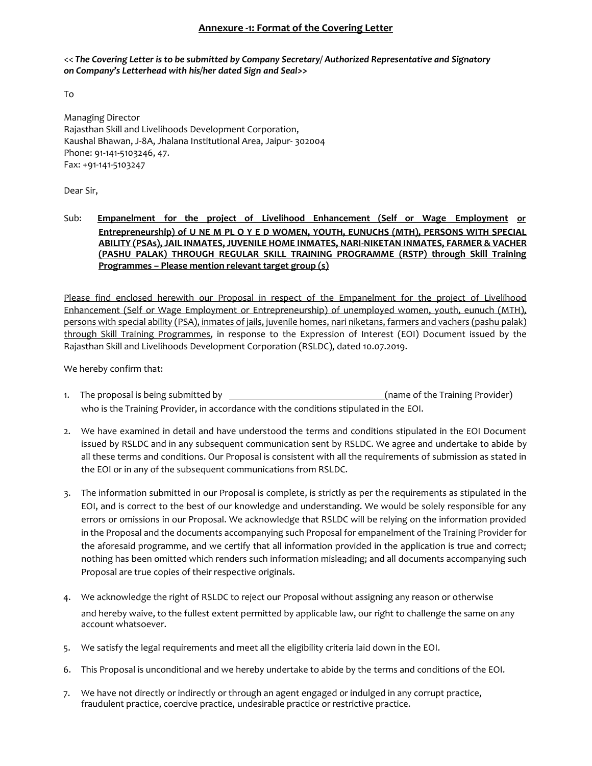## Annexure -1: Format of the Covering Letter

<< ***The Covering Letter is to be submitted by Company Secretary/ Authorized Representative and Signatory on Company's Letterhead with his/her dated Sign and Seal>>***

To

Managing Director
Rajasthan Skill and Livelihoods Development Corporation,
Kaushal Bhawan, J-8A, Jhalana Institutional Area, Jaipur- 302004
Phone: 91-141-5103246, 47.
Fax: +91-141-5103247

Dear Sir,

Sub: **Empanelment for the project of Livelihood Enhancement (Self or Wage Employment or Entrepreneurship) of U NE M PL O Y E D WOMEN, YOUTH, EUNUCHS (MTH), PERSONS WITH SPECIAL ABILITY (PSAs), JAIL INMATES, JUVENILE HOME INMATES, NARI-NIKETAN INMATES, FARMER & VACHER (PASHU PALAK) THROUGH REGULAR SKILL TRAINING PROGRAMME (RSTP) through Skill Training Programmes – Please mention relevant target group (s)**

Please find enclosed herewith our Proposal in respect of the Empanelment for the project of Livelihood Enhancement (Self or Wage Employment or Entrepreneurship) of unemployed women, youth, eunuch (MTH), persons with special ability (PSA), inmates of jails, juvenile homes, nari niketans, farmers and vachers (pashu palak) through Skill Training Programmes, in response to the Expression of Interest (EOI) Document issued by the Rajasthan Skill and Livelihoods Development Corporation (RSLDC), dated 10.07.2019.

We hereby confirm that:

1. The proposal is being submitted by ________________________________(name of the Training Provider) who is the Training Provider, in accordance with the conditions stipulated in the EOI.

2. We have examined in detail and have understood the terms and conditions stipulated in the EOI Document issued by RSLDC and in any subsequent communication sent by RSLDC. We agree and undertake to abide by all these terms and conditions. Our Proposal is consistent with all the requirements of submission as stated in the EOI or in any of the subsequent communications from RSLDC.

3. The information submitted in our Proposal is complete, is strictly as per the requirements as stipulated in the EOI, and is correct to the best of our knowledge and understanding. We would be solely responsible for any errors or omissions in our Proposal. We acknowledge that RSLDC will be relying on the information provided in the Proposal and the documents accompanying such Proposal for empanelment of the Training Provider for the aforesaid programme, and we certify that all information provided in the application is true and correct; nothing has been omitted which renders such information misleading; and all documents accompanying such Proposal are true copies of their respective originals.

4. We acknowledge the right of RSLDC to reject our Proposal without assigning any reason or otherwise and hereby waive, to the fullest extent permitted by applicable law, our right to challenge the same on any account whatsoever.

5. We satisfy the legal requirements and meet all the eligibility criteria laid down in the EOI.

6. This Proposal is unconditional and we hereby undertake to abide by the terms and conditions of the EOI.

7. We have not directly or indirectly or through an agent engaged or indulged in any corrupt practice, fraudulent practice, coercive practice, undesirable practice or restrictive practice.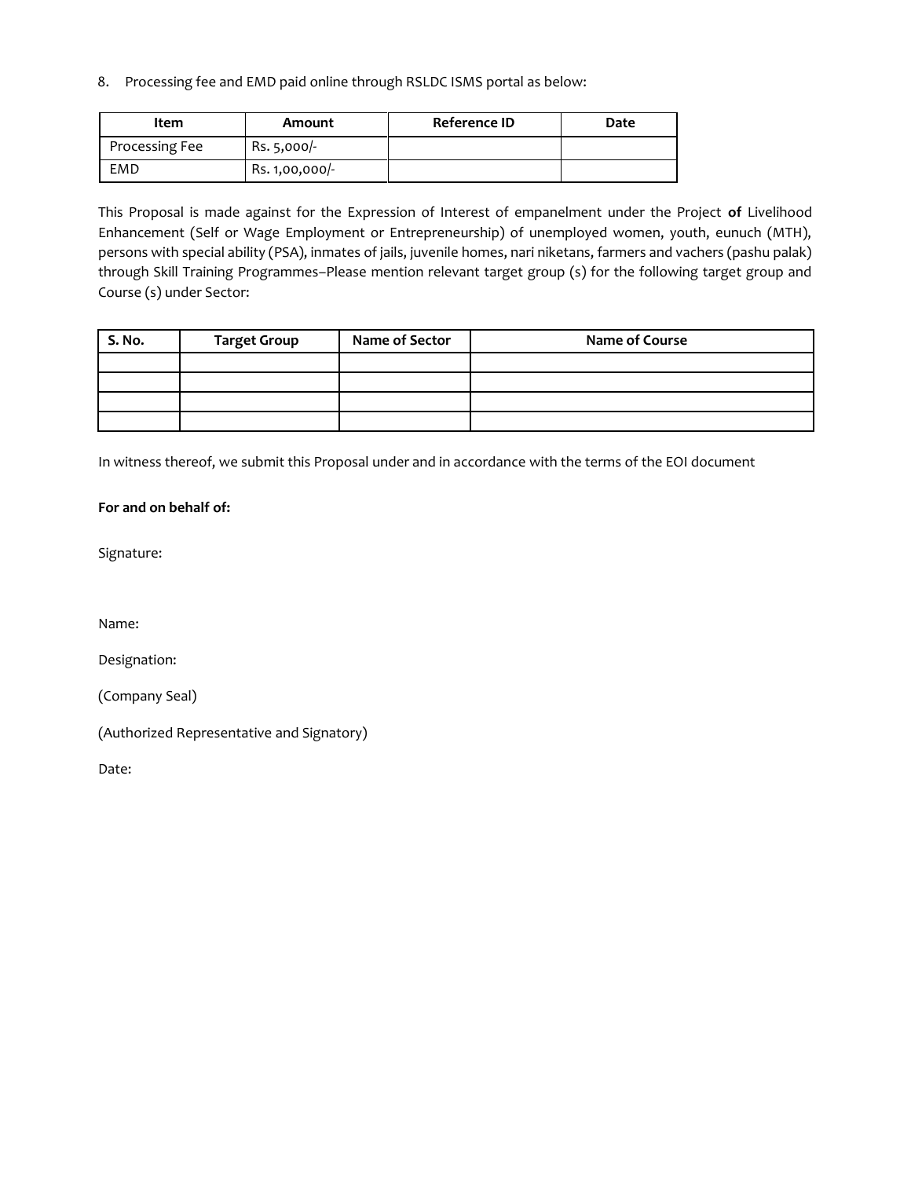8. Processing fee and EMD paid online through RSLDC ISMS portal as below:

| Item | Amount | Reference ID | Date |
|---|---|---|---|
| Processing Fee | Rs. 5,000/- | | |
| EMD | Rs. 1,00,000/- | | |

This Proposal is made against for the Expression of Interest of empanelment under the Project **of** Livelihood Enhancement (Self or Wage Employment or Entrepreneurship) of unemployed women, youth, eunuch (MTH), persons with special ability (PSA), inmates of jails, juvenile homes, nari niketans, farmers and vachers (pashu palak) through Skill Training Programmes–Please mention relevant target group (s) for the following target group and Course (s) under Sector:

| S. No. | Target Group | Name of Sector | Name of Course |
|---|---|---|---|
| | | | |
| | | | |
| | | | |
| | | | |

In witness thereof, we submit this Proposal under and in accordance with the terms of the EOI document

**For and on behalf of:**

Signature:

Name:

Designation:

(Company Seal)

(Authorized Representative and Signatory)

Date: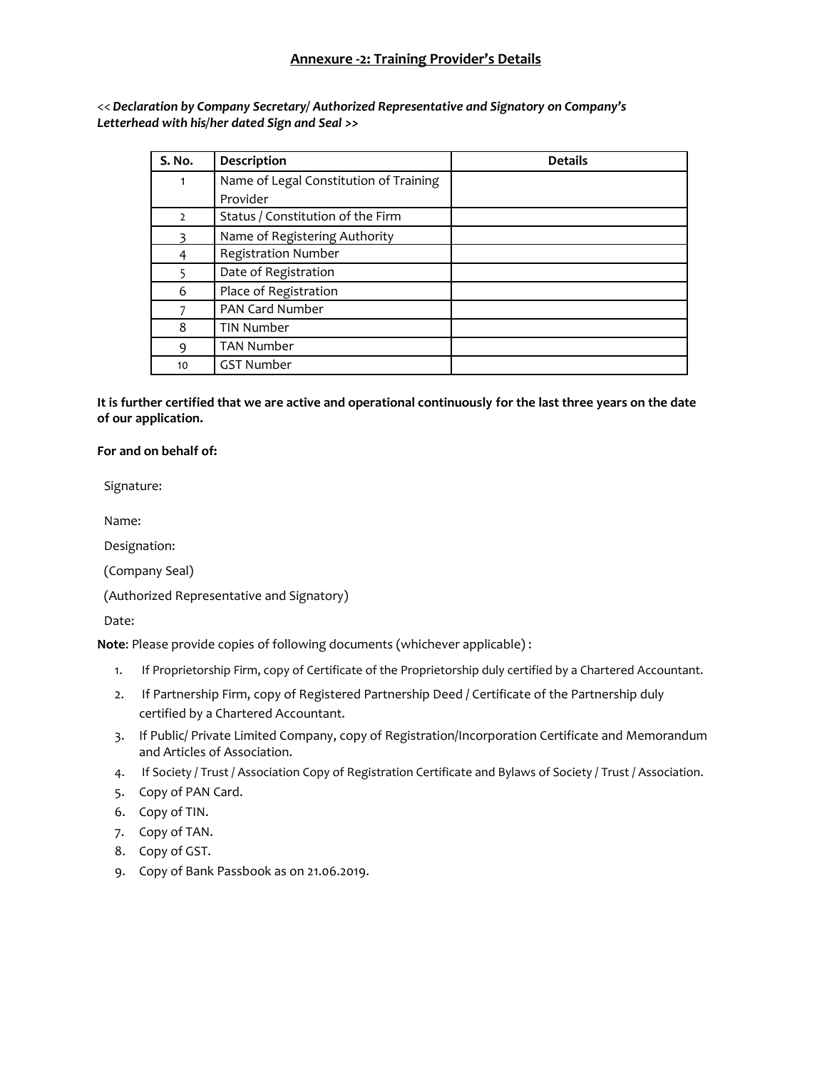## Annexure -2: Training Provider's Details

<< ***Declaration by Company Secretary/ Authorized Representative and Signatory on Company's Letterhead with his/her dated Sign and Seal*** >>

| S. No. | Description | Details |
|---|---|---|
| 1 | Name of Legal Constitution of Training Provider | |
| 2 | Status / Constitution of the Firm | |
| 3 | Name of Registering Authority | |
| 4 | Registration Number | |
| 5 | Date of Registration | |
| 6 | Place of Registration | |
| 7 | PAN Card Number | |
| 8 | TIN Number | |
| 9 | TAN Number | |
| 10 | GST Number | |

**It is further certified that we are active and operational continuously for the last three years on the date of our application.**

**For and on behalf of:**

Signature:

Name:

Designation:

(Company Seal)

(Authorized Representative and Signatory)

Date:

**Note**: Please provide copies of following documents (whichever applicable) :

1. If Proprietorship Firm, copy of Certificate of the Proprietorship duly certified by a Chartered Accountant.
2. If Partnership Firm, copy of Registered Partnership Deed / Certificate of the Partnership duly certified by a Chartered Accountant.
3. If Public/ Private Limited Company, copy of Registration/Incorporation Certificate and Memorandum and Articles of Association.
4. If Society / Trust / Association Copy of Registration Certificate and Bylaws of Society / Trust / Association.
5. Copy of PAN Card.
6. Copy of TIN.
7. Copy of TAN.
8. Copy of GST.
9. Copy of Bank Passbook as on 21.06.2019.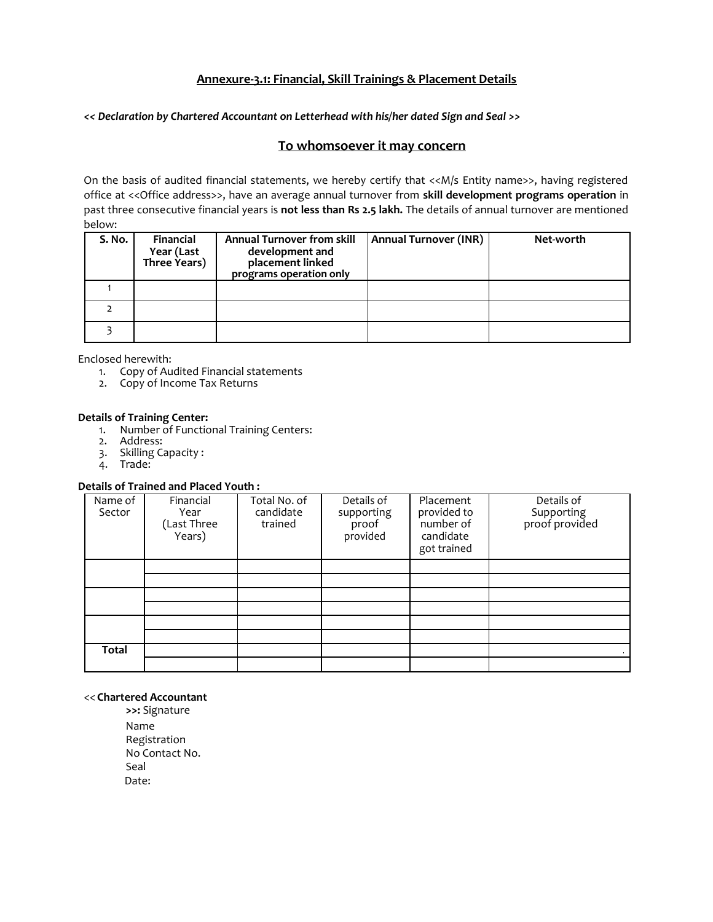## Annexure-3.1: Financial, Skill Trainings & Placement Details

*<< Declaration by Chartered Accountant on Letterhead with his/her dated Sign and Seal >>*

### To whomsoever it may concern

On the basis of audited financial statements, we hereby certify that <<M/s Entity name>>, having registered office at <<Office address>>, have an average annual turnover from **skill development programs operation** in past three consecutive financial years is **not less than Rs 2.5 lakh.** The details of annual turnover are mentioned below:

| S. No. | Financial Year (Last Three Years) | Annual Turnover from skill development and placement linked programs operation only | Annual Turnover (INR) | Net-worth |
|---|---|---|---|---|
| 1 | | | | |
| 2 | | | | |
| 3 | | | | |

Enclosed herewith:

1. Copy of Audited Financial statements
2. Copy of Income Tax Returns

**Details of Training Center:**

1. Number of Functional Training Centers:
2. Address:
3. Skilling Capacity :
4. Trade:

**Details of Trained and Placed Youth :**

| Name of Sector | Financial Year (Last Three Years) | Total No. of candidate trained | Details of supporting proof provided | Placement provided to number of candidate got trained | Details of Supporting proof provided |
|---|---|---|---|---|---|
| | | | | | |
| | | | | | |
| | | | | | |
| | | | | | |
| | | | | | |
| | | | | | |
| **Total** | | | | | |
| | | | | | |

<< **Chartered Accountant**
**>>:** Signature
Name
Registration
No Contact No.
Seal
Date: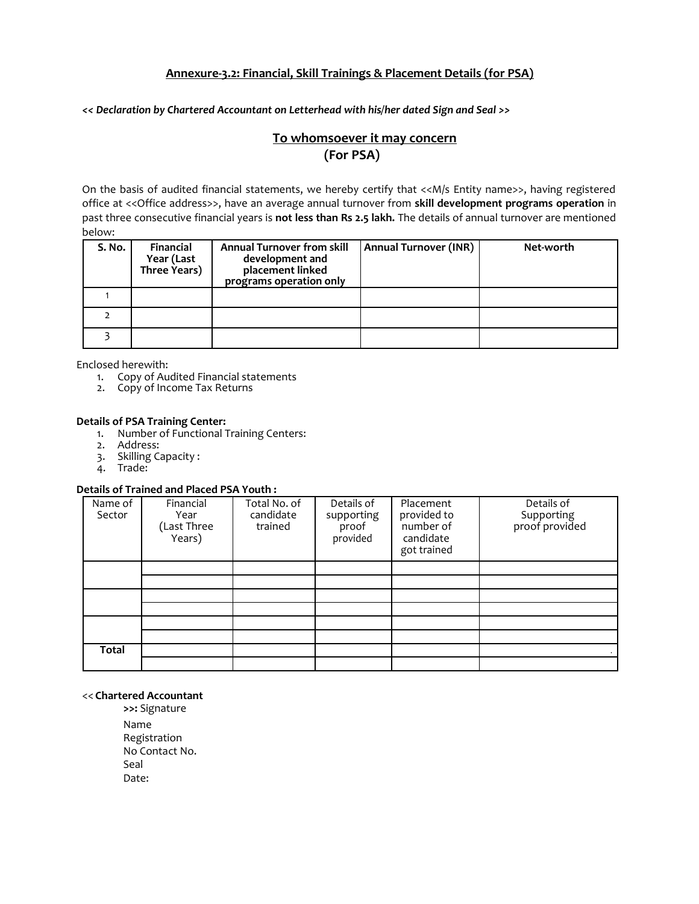## Annexure-3.2: Financial, Skill Trainings & Placement Details (for PSA)

*<< Declaration by Chartered Accountant on Letterhead with his/her dated Sign and Seal >>*

### To whomsoever it may concern
### (For PSA)

On the basis of audited financial statements, we hereby certify that <<M/s Entity name>>, having registered office at <<Office address>>, have an average annual turnover from **skill development programs operation** in past three consecutive financial years is **not less than Rs 2.5 lakh.** The details of annual turnover are mentioned below:

| S. No. | Financial Year (Last Three Years) | Annual Turnover from skill development and placement linked programs operation only | Annual Turnover (INR) | Net-worth |
|---|---|---|---|---|
| 1 | | | | |
| 2 | | | | |
| 3 | | | | |

Enclosed herewith:

1. Copy of Audited Financial statements
2. Copy of Income Tax Returns

**Details of PSA Training Center:**

1. Number of Functional Training Centers:
2. Address:
3. Skilling Capacity :
4. Trade:

**Details of Trained and Placed PSA Youth :**

| Name of Sector | Financial Year (Last Three Years) | Total No. of candidate trained | Details of supporting proof provided | Placement provided to number of candidate got trained | Details of Supporting proof provided |
|---|---|---|---|---|---|
| | | | | | |
| | | | | | |
| | | | | | |
| | | | | | |
| | | | | | |
| | | | | | |
| **Total** | | | | | |
| | | | | | |

<< **Chartered Accountant**
>>: Signature
Name
Registration
No Contact No.
Seal
Date: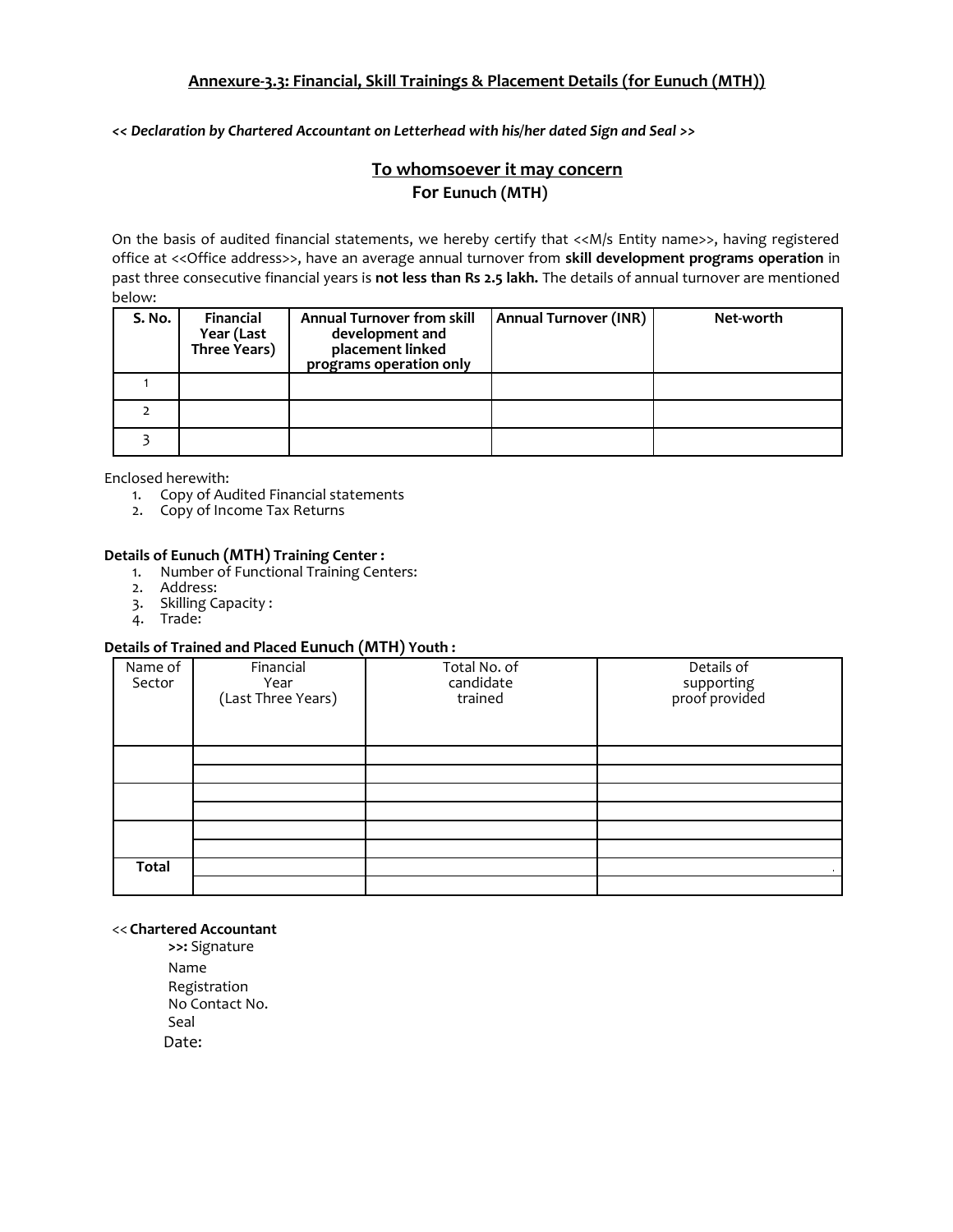## Annexure-3.3: Financial, Skill Trainings & Placement Details (for Eunuch (MTH))

*<< Declaration by Chartered Accountant on Letterhead with his/her dated Sign and Seal >>*

### To whomsoever it may concern

**For Eunuch (MTH)**

On the basis of audited financial statements, we hereby certify that <<M/s Entity name>>, having registered office at <<Office address>>, have an average annual turnover from **skill development programs operation** in past three consecutive financial years is **not less than Rs 2.5 lakh.** The details of annual turnover are mentioned below:

| S. No. | Financial Year (Last Three Years) | Annual Turnover from skill development and placement linked programs operation only | Annual Turnover (INR) | Net-worth |
|---|---|---|---|---|
| 1 | | | | |
| 2 | | | | |
| 3 | | | | |

Enclosed herewith:

1. Copy of Audited Financial statements
2. Copy of Income Tax Returns

**Details of Eunuch (MTH) Training Center :**

1. Number of Functional Training Centers:
2. Address:
3. Skilling Capacity :
4. Trade:

**Details of Trained and Placed Eunuch (MTH) Youth :**

| Name of Sector | Financial Year (Last Three Years) | Total No. of candidate trained | Details of supporting proof provided |
|---|---|---|---|
| | | | |
| | | | |
| | | | |
| | | | |
| | | | |
| | | | |
| **Total** | | | |
| | | | |

<< **Chartered Accountant** >>: Signature

Name

Registration No Contact No.

Seal

Date: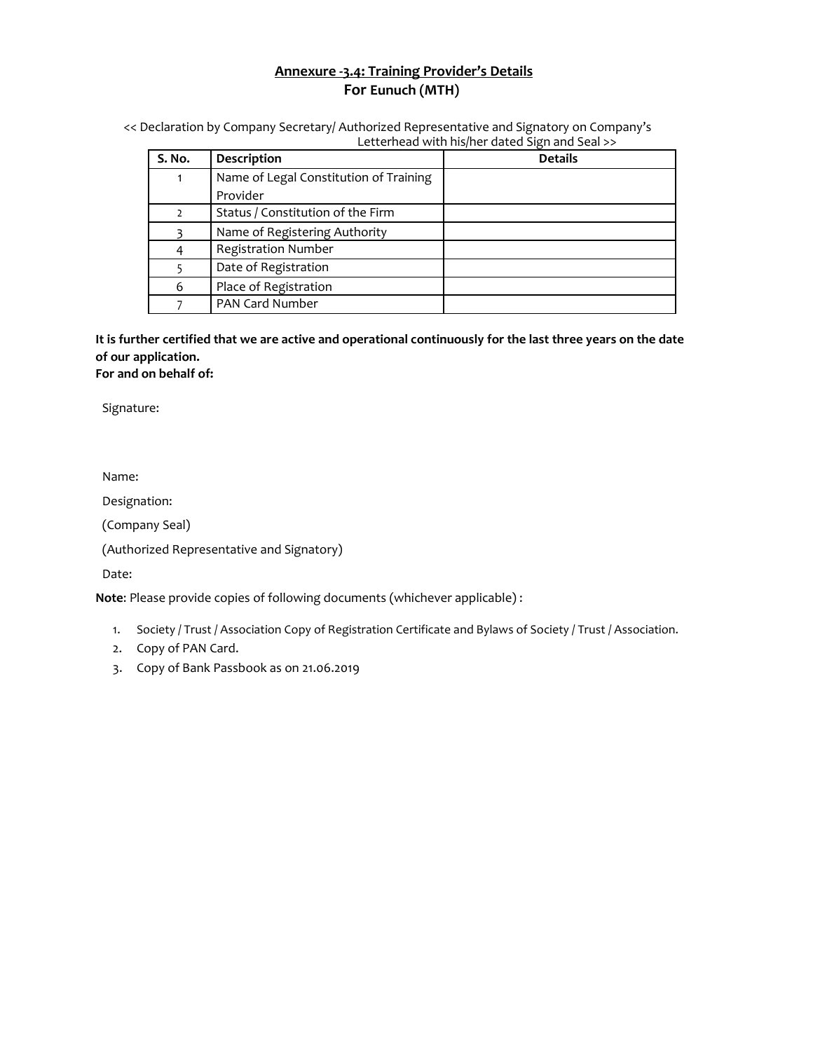## Annexure -3.4: Training Provider's Details
## For Eunuch (MTH)

<< Declaration by Company Secretary/ Authorized Representative and Signatory on Company's Letterhead with his/her dated Sign and Seal >>

| S. No. | Description | Details |
|---|---|---|
| 1 | Name of Legal Constitution of Training Provider | |
| 2 | Status / Constitution of the Firm | |
| 3 | Name of Registering Authority | |
| 4 | Registration Number | |
| 5 | Date of Registration | |
| 6 | Place of Registration | |
| 7 | PAN Card Number | |

**It is further certified that we are active and operational continuously for the last three years on the date of our application.**
**For and on behalf of:**

Signature:

Name:

Designation:

(Company Seal)

(Authorized Representative and Signatory)

Date:

**Note**: Please provide copies of following documents (whichever applicable) :

1. Society / Trust / Association Copy of Registration Certificate and Bylaws of Society / Trust / Association.
2. Copy of PAN Card.
3. Copy of Bank Passbook as on 21.06.2019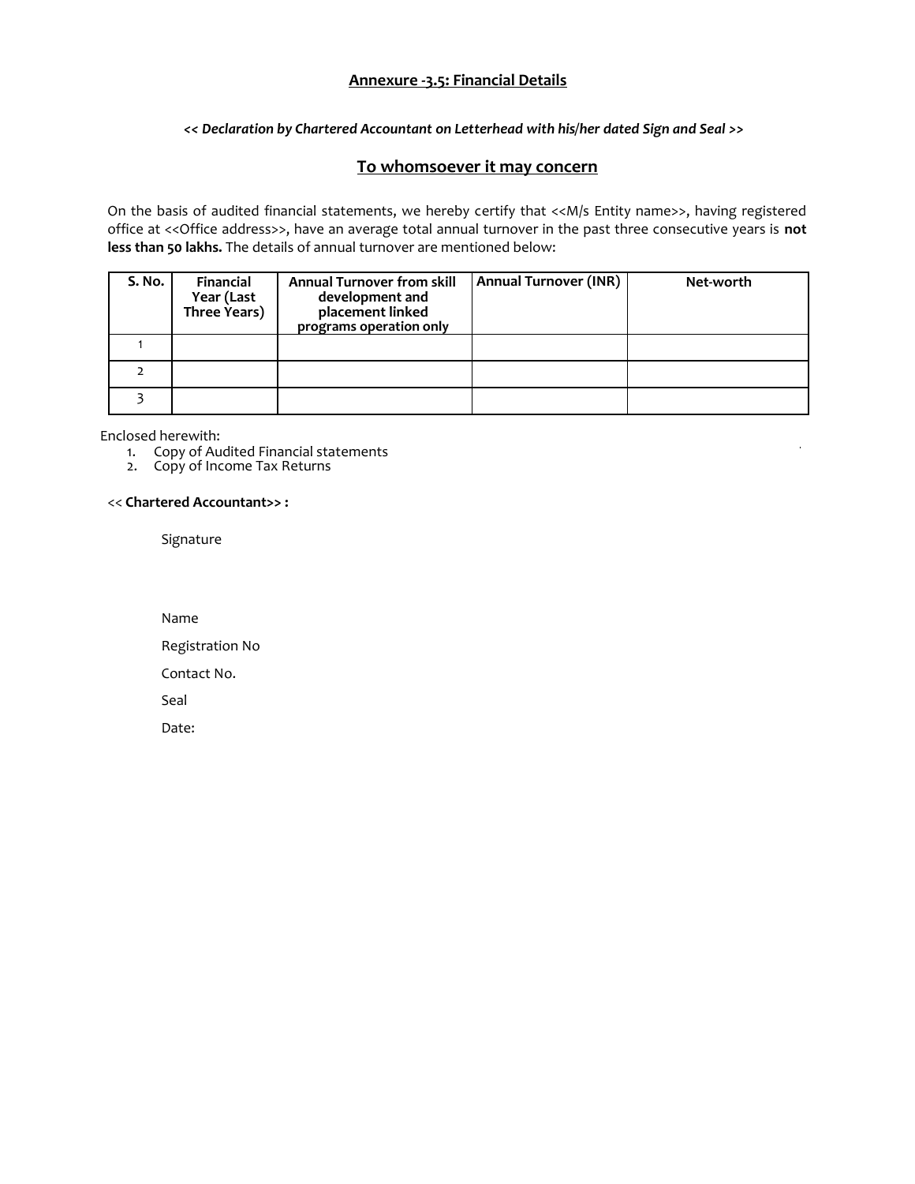## Annexure -3.5: Financial Details

***<< Declaration by Chartered Accountant on Letterhead with his/her dated Sign and Seal >>***

## To whomsoever it may concern

On the basis of audited financial statements, we hereby certify that <<M/s Entity name>>, having registered office at <<Office address>>, have an average total annual turnover in the past three consecutive years is **not less than 50 lakhs.** The details of annual turnover are mentioned below:

| S. No. | Financial Year (Last Three Years) | Annual Turnover from skill development and placement linked programs operation only | Annual Turnover (INR) | Net-worth |
|---|---|---|---|---|
| 1 | | | | |
| 2 | | | | |
| 3 | | | | |

Enclosed herewith:

1. Copy of Audited Financial statements
2. Copy of Income Tax Returns

<< **Chartered Accountant>> :**

Signature

Name

Registration No

Contact No.

Seal

Date: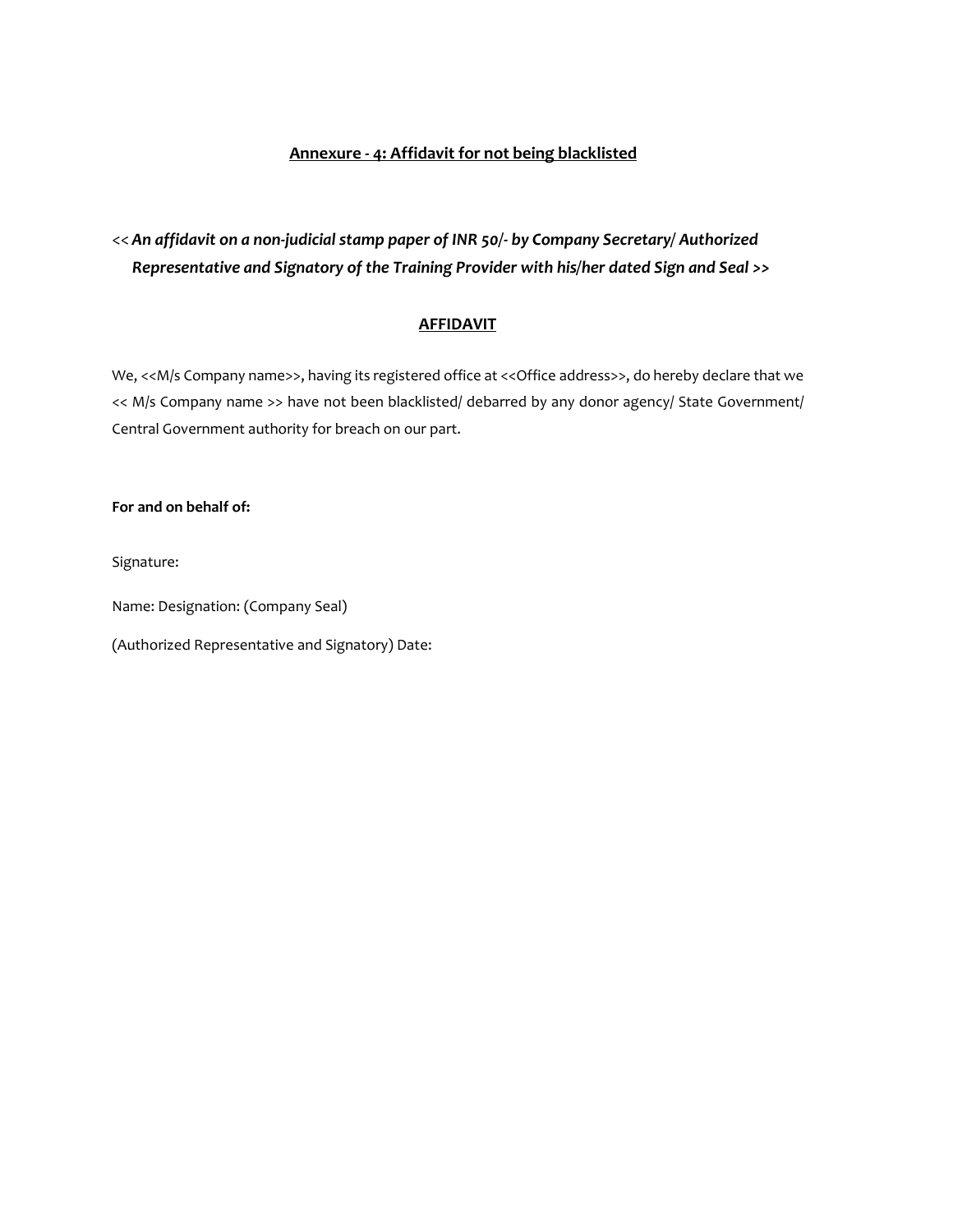## Annexure - 4: Affidavit for not being blacklisted

<< ***An affidavit on a non-judicial stamp paper of INR 50/- by Company Secretary/ Authorized Representative and Signatory of the Training Provider with his/her dated Sign and Seal >>***

### AFFIDAVIT

We, <<M/s Company name>>, having its registered office at <<Office address>>, do hereby declare that we << M/s Company name >> have not been blacklisted/ debarred by any donor agency/ State Government/ Central Government authority for breach on our part.

**For and on behalf of:**

Signature:

Name: Designation: (Company Seal)

(Authorized Representative and Signatory) Date: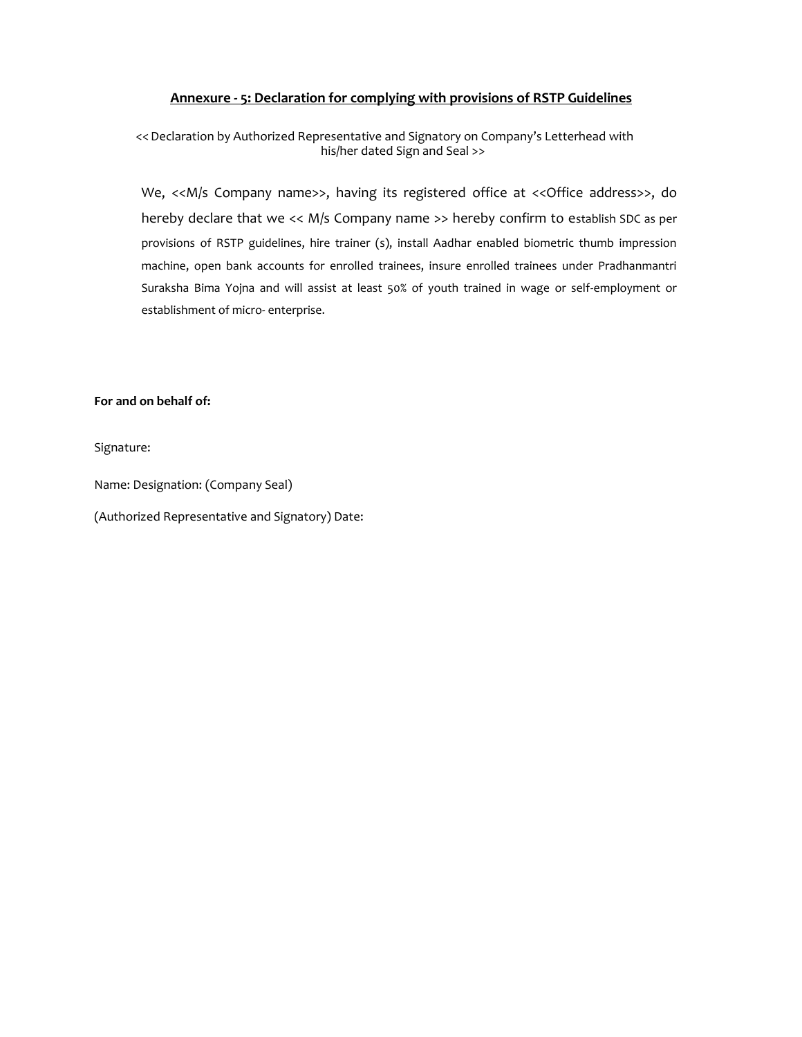## Annexure - 5: Declaration for complying with provisions of RSTP Guidelines

<< Declaration by Authorized Representative and Signatory on Company's Letterhead with his/her dated Sign and Seal >>

We, <<M/s Company name>>, having its registered office at <<Office address>>, do hereby declare that we << M/s Company name >> hereby confirm to establish SDC as per provisions of RSTP guidelines, hire trainer (s), install Aadhar enabled biometric thumb impression machine, open bank accounts for enrolled trainees, insure enrolled trainees under Pradhanmantri Suraksha Bima Yojna and will assist at least 50% of youth trained in wage or self-employment or establishment of micro- enterprise.

**For and on behalf of:**

Signature:

Name: Designation: (Company Seal)

(Authorized Representative and Signatory) Date: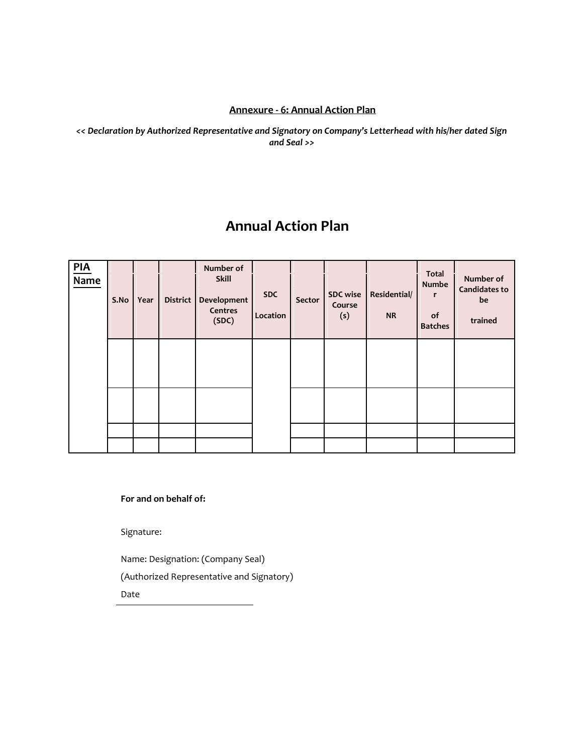**Annexure - 6: Annual Action Plan**

*<< Declaration by Authorized Representative and Signatory on Company's Letterhead with his/her dated Sign and Seal >>*

# Annual Action Plan

| PIA Name | S.No | Year | District | Number of Skill Development Centres (SDC) | SDC Location | Sector | SDC wise Course (s) | Residential/ NR | Total Number of Batches | Number of Candidates to be trained |
|---|---|---|---|---|---|---|---|---|---|---|
| | | | | | | | | | | |
| | | | | | | | | | | |
| | | | | | | | | | | |
| | | | | | | | | | | |

**For and on behalf of:**

Signature:

Name: Designation: (Company Seal)

(Authorized Representative and Signatory)

Date